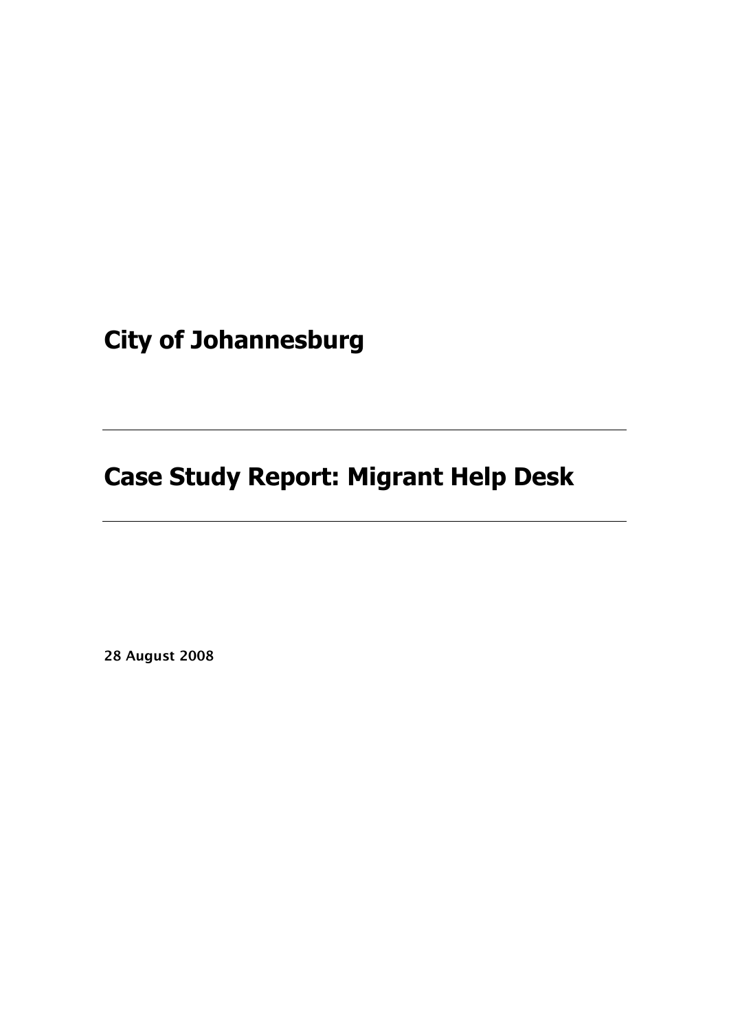# City of Johannesburg

---

# Case Study Report: Migrant Help Desk

---

**28 August 2008**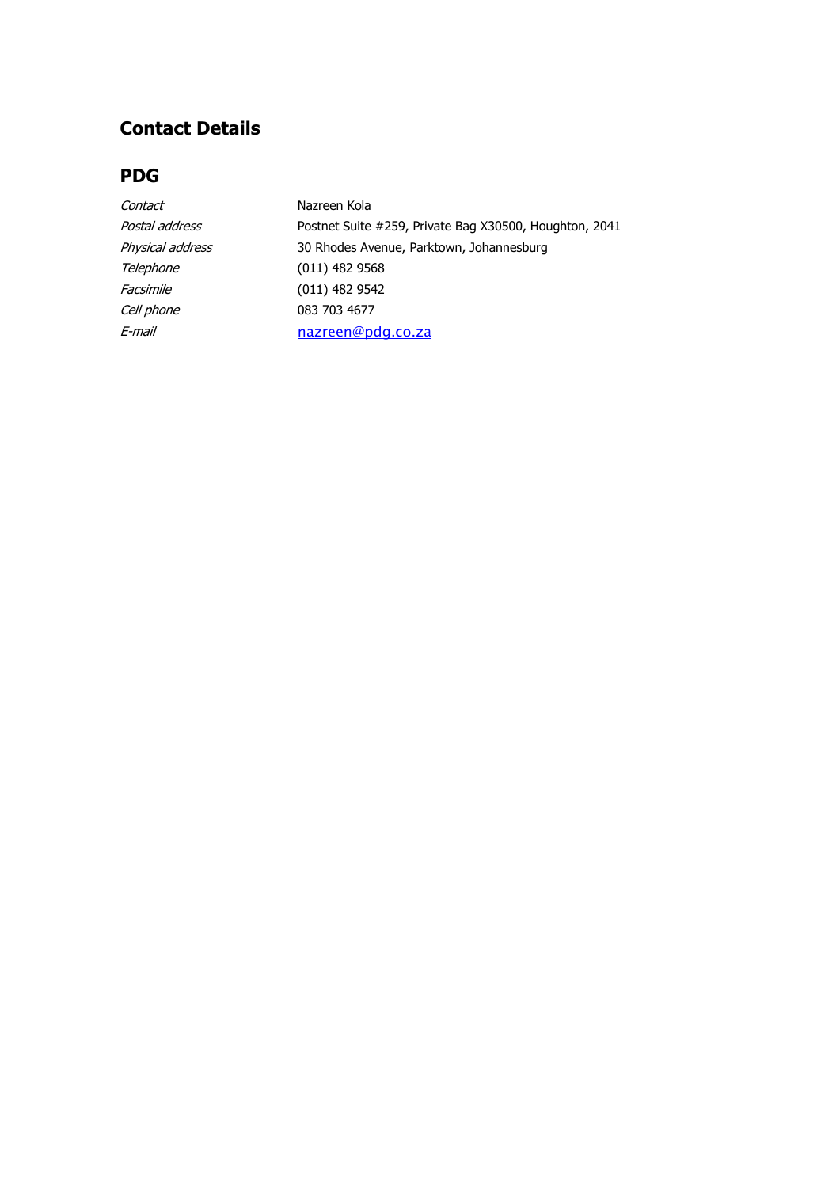## Contact Details

### PDG

| | |
|---|---|
| *Contact* | Nazreen Kola |
| *Postal address* | Postnet Suite #259, Private Bag X30500, Houghton, 2041 |
| *Physical address* | 30 Rhodes Avenue, Parktown, Johannesburg |
| *Telephone* | (011) 482 9568 |
| *Facsimile* | (011) 482 9542 |
| *Cell phone* | 083 703 4677 |
| *E-mail* | nazreen@pdg.co.za |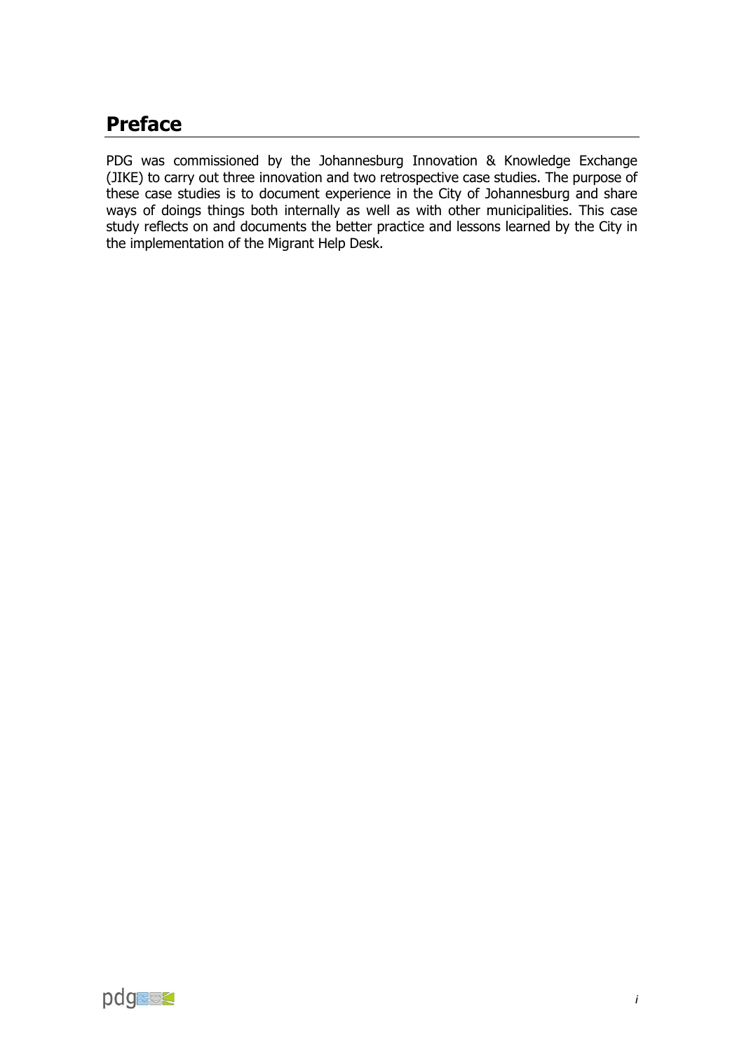## Preface

PDG was commissioned by the Johannesburg Innovation & Knowledge Exchange (JIKE) to carry out three innovation and two retrospective case studies. The purpose of these case studies is to document experience in the City of Johannesburg and share ways of doings things both internally as well as with other municipalities. This case study reflects on and documents the better practice and lessons learned by the City in the implementation of the Migrant Help Desk.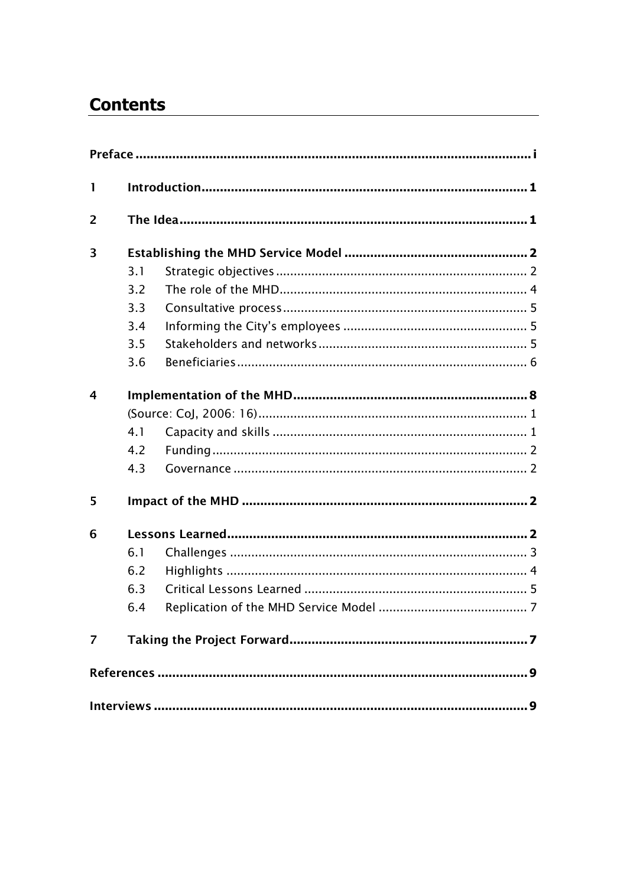# Contents

**Preface ........................................................................................................... i**

**1 Introduction........................................................................................ 1**

**2 The Idea............................................................................................. 1**

**3 Establishing the MHD Service Model ................................................. 2**

3.1 Strategic objectives ...................................................................... 2

3.2 The role of the MHD...................................................................... 4

3.3 Consultative process ..................................................................... 5

3.4 Informing the City's employees .................................................... 5

3.5 Stakeholders and networks ........................................................... 5

3.6 Beneficiaries ................................................................................. 6

**4 Implementation of the MHD ............................................................... 8**

(Source: CoJ, 2006: 16)............................................................................ 1

4.1 Capacity and skills ........................................................................ 1

4.2 Funding ........................................................................................ 2

4.3 Governance .................................................................................. 2

**5 Impact of the MHD ............................................................................. 2**

**6 Lessons Learned................................................................................. 2**

6.1 Challenges ................................................................................... 3

6.2 Highlights .................................................................................... 4

6.3 Critical Lessons Learned ............................................................... 5

6.4 Replication of the MHD Service Model .......................................... 7

**7 Taking the Project Forward................................................................ 7**

**References ..................................................................................................... 9**

**Interviews ...................................................................................................... 9**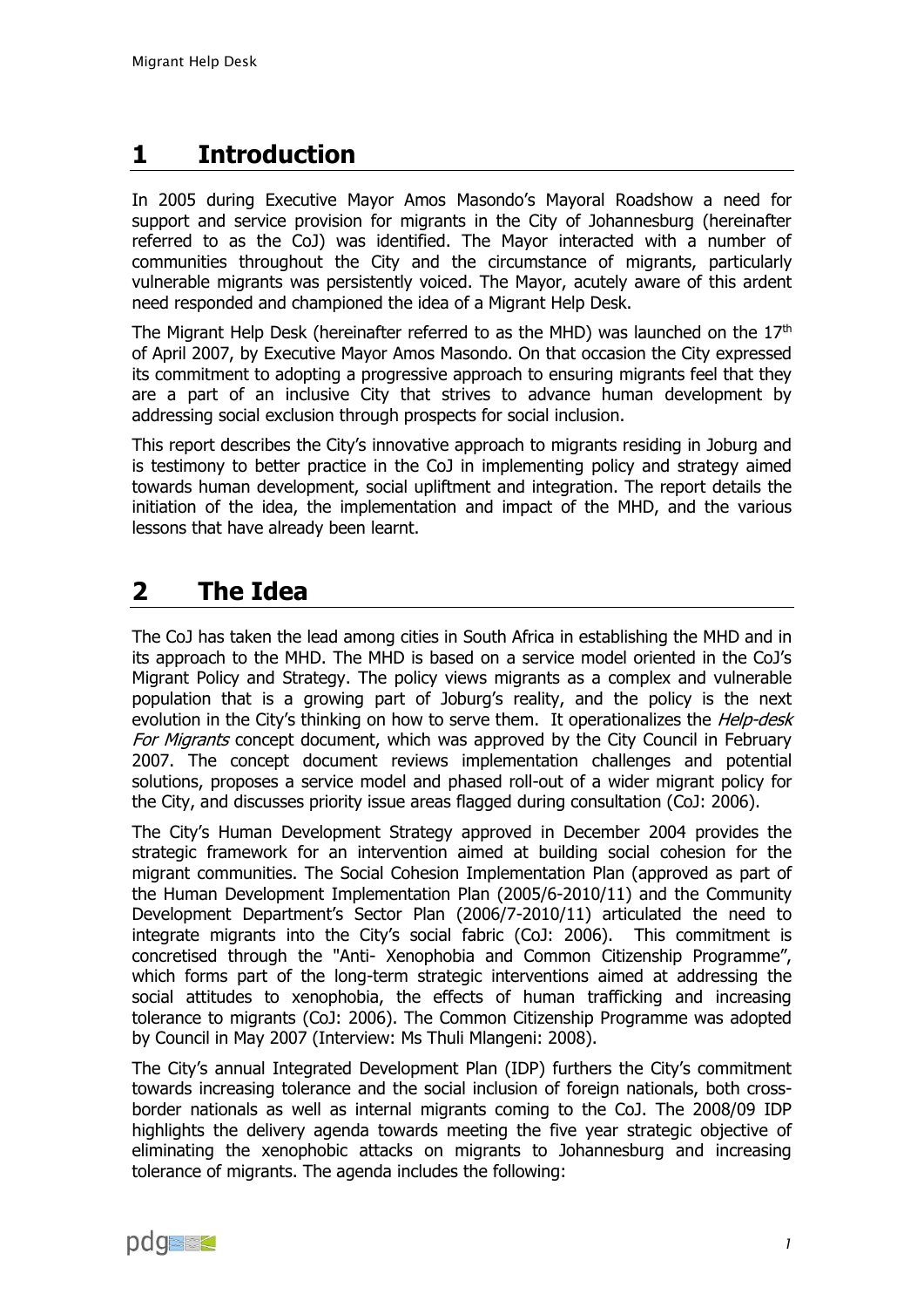# 1 Introduction

In 2005 during Executive Mayor Amos Masondo's Mayoral Roadshow a need for support and service provision for migrants in the City of Johannesburg (hereinafter referred to as the CoJ) was identified. The Mayor interacted with a number of communities throughout the City and the circumstance of migrants, particularly vulnerable migrants was persistently voiced. The Mayor, acutely aware of this ardent need responded and championed the idea of a Migrant Help Desk.

The Migrant Help Desk (hereinafter referred to as the MHD) was launched on the 17th of April 2007, by Executive Mayor Amos Masondo. On that occasion the City expressed its commitment to adopting a progressive approach to ensuring migrants feel that they are a part of an inclusive City that strives to advance human development by addressing social exclusion through prospects for social inclusion.

This report describes the City's innovative approach to migrants residing in Joburg and is testimony to better practice in the CoJ in implementing policy and strategy aimed towards human development, social upliftment and integration. The report details the initiation of the idea, the implementation and impact of the MHD, and the various lessons that have already been learnt.

# 2 The Idea

The CoJ has taken the lead among cities in South Africa in establishing the MHD and in its approach to the MHD. The MHD is based on a service model oriented in the CoJ's Migrant Policy and Strategy. The policy views migrants as a complex and vulnerable population that is a growing part of Joburg's reality, and the policy is the next evolution in the City's thinking on how to serve them. It operationalizes the *Help-desk For Migrants* concept document, which was approved by the City Council in February 2007. The concept document reviews implementation challenges and potential solutions, proposes a service model and phased roll-out of a wider migrant policy for the City, and discusses priority issue areas flagged during consultation (CoJ: 2006).

The City's Human Development Strategy approved in December 2004 provides the strategic framework for an intervention aimed at building social cohesion for the migrant communities. The Social Cohesion Implementation Plan (approved as part of the Human Development Implementation Plan (2005/6-2010/11) and the Community Development Department's Sector Plan (2006/7-2010/11) articulated the need to integrate migrants into the City's social fabric (CoJ: 2006). This commitment is concretised through the "Anti- Xenophobia and Common Citizenship Programme", which forms part of the long-term strategic interventions aimed at addressing the social attitudes to xenophobia, the effects of human trafficking and increasing tolerance to migrants (CoJ: 2006). The Common Citizenship Programme was adopted by Council in May 2007 (Interview: Ms Thuli Mlangeni: 2008).

The City's annual Integrated Development Plan (IDP) furthers the City's commitment towards increasing tolerance and the social inclusion of foreign nationals, both cross-border nationals as well as internal migrants coming to the CoJ. The 2008/09 IDP highlights the delivery agenda towards meeting the five year strategic objective of eliminating the xenophobic attacks on migrants to Johannesburg and increasing tolerance of migrants. The agenda includes the following: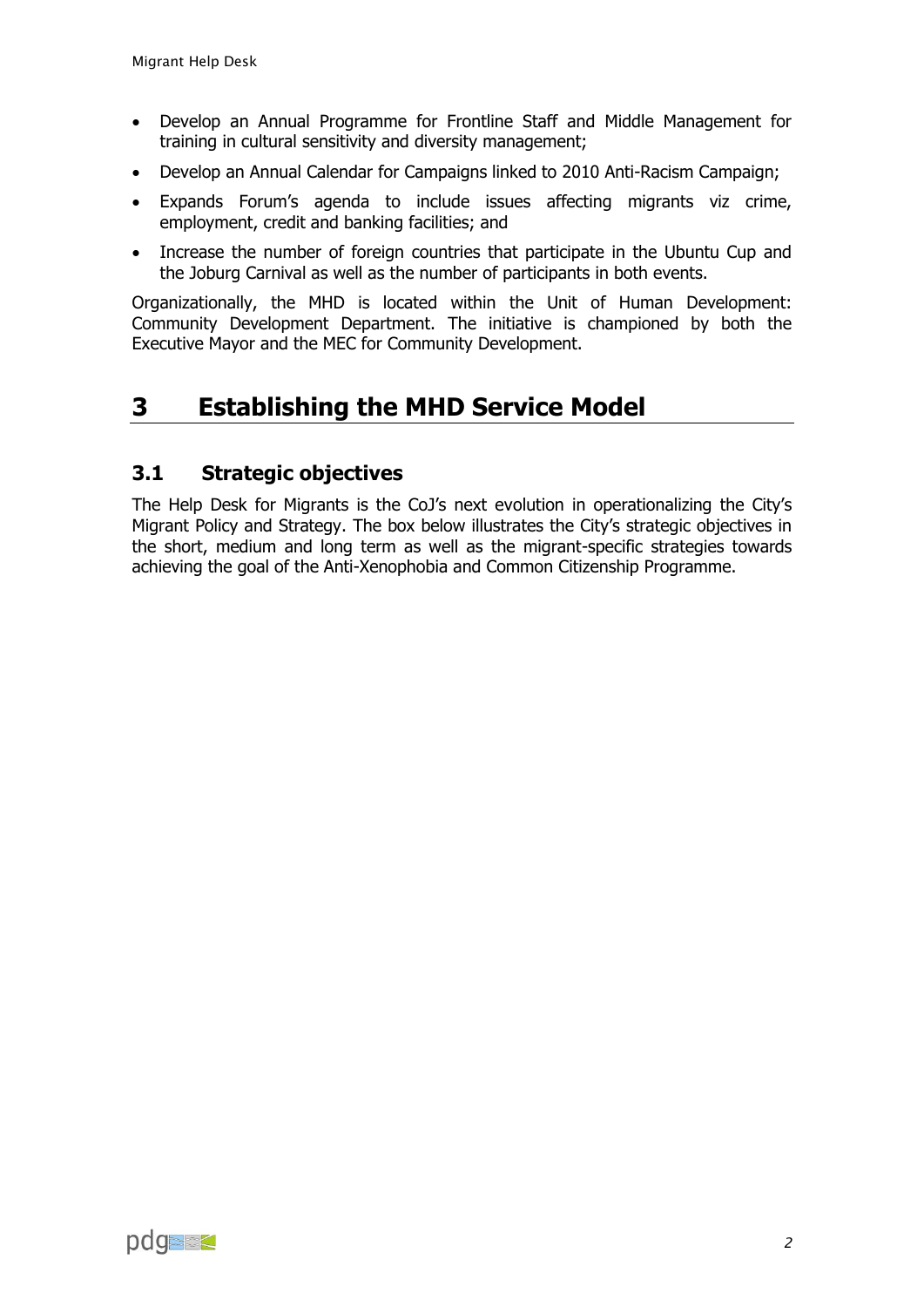- Develop an Annual Programme for Frontline Staff and Middle Management for training in cultural sensitivity and diversity management;
- Develop an Annual Calendar for Campaigns linked to 2010 Anti-Racism Campaign;
- Expands Forum's agenda to include issues affecting migrants viz crime, employment, credit and banking facilities; and
- Increase the number of foreign countries that participate in the Ubuntu Cup and the Joburg Carnival as well as the number of participants in both events.

Organizationally, the MHD is located within the Unit of Human Development: Community Development Department. The initiative is championed by both the Executive Mayor and the MEC for Community Development.

# 3 Establishing the MHD Service Model

## 3.1 Strategic objectives

The Help Desk for Migrants is the CoJ's next evolution in operationalizing the City's Migrant Policy and Strategy. The box below illustrates the City's strategic objectives in the short, medium and long term as well as the migrant-specific strategies towards achieving the goal of the Anti-Xenophobia and Common Citizenship Programme.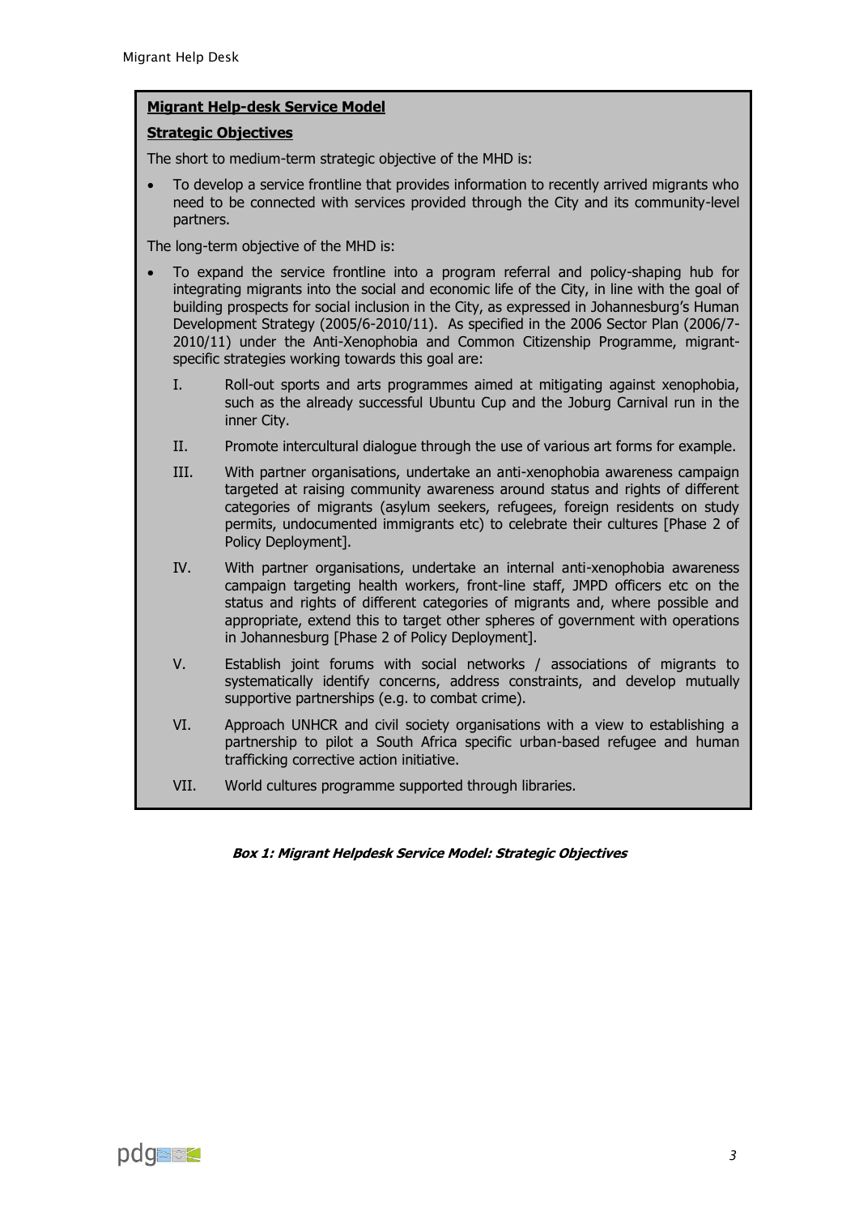**Migrant Help-desk Service Model**

**Strategic Objectives**

The short to medium-term strategic objective of the MHD is:

- To develop a service frontline that provides information to recently arrived migrants who need to be connected with services provided through the City and its community-level partners.

The long-term objective of the MHD is:

- To expand the service frontline into a program referral and policy-shaping hub for integrating migrants into the social and economic life of the City, in line with the goal of building prospects for social inclusion in the City, as expressed in Johannesburg's Human Development Strategy (2005/6-2010/11). As specified in the 2006 Sector Plan (2006/7-2010/11) under the Anti-Xenophobia and Common Citizenship Programme, migrant-specific strategies working towards this goal are:

  I. Roll-out sports and arts programmes aimed at mitigating against xenophobia, such as the already successful Ubuntu Cup and the Joburg Carnival run in the inner City.

  II. Promote intercultural dialogue through the use of various art forms for example.

  III. With partner organisations, undertake an anti-xenophobia awareness campaign targeted at raising community awareness around status and rights of different categories of migrants (asylum seekers, refugees, foreign residents on study permits, undocumented immigrants etc) to celebrate their cultures [Phase 2 of Policy Deployment].

  IV. With partner organisations, undertake an internal anti-xenophobia awareness campaign targeting health workers, front-line staff, JMPD officers etc on the status and rights of different categories of migrants and, where possible and appropriate, extend this to target other spheres of government with operations in Johannesburg [Phase 2 of Policy Deployment].

  V. Establish joint forums with social networks / associations of migrants to systematically identify concerns, address constraints, and develop mutually supportive partnerships (e.g. to combat crime).

  VI. Approach UNHCR and civil society organisations with a view to establishing a partnership to pilot a South Africa specific urban-based refugee and human trafficking corrective action initiative.

  VII. World cultures programme supported through libraries.

***Box 1: Migrant Helpdesk Service Model: Strategic Objectives***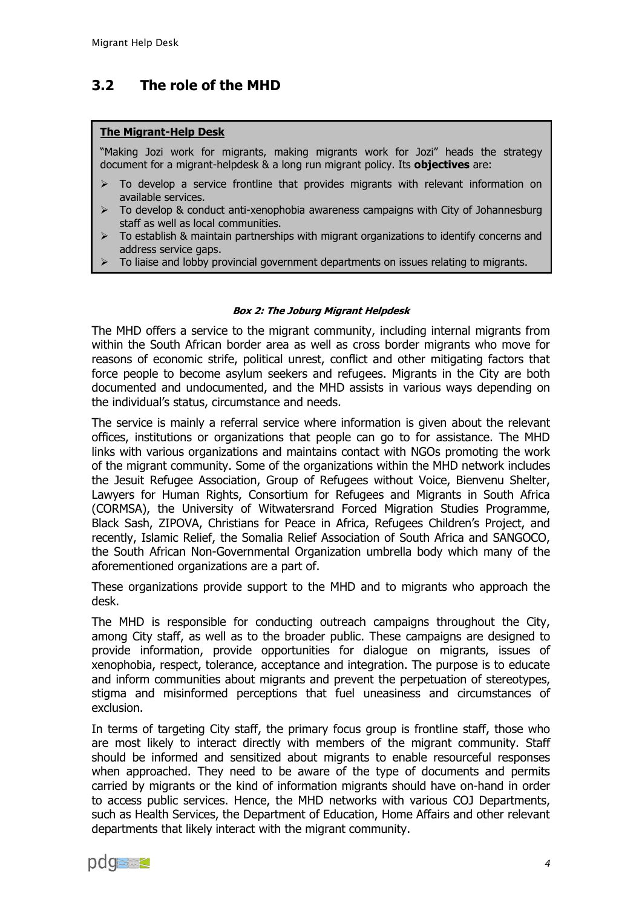## 3.2 The role of the MHD

> **The Migrant-Help Desk**
>
> "Making Jozi work for migrants, making migrants work for Jozi" heads the strategy document for a migrant-helpdesk & a long run migrant policy. Its **objectives** are:
>
> - To develop a service frontline that provides migrants with relevant information on available services.
> - To develop & conduct anti-xenophobia awareness campaigns with City of Johannesburg staff as well as local communities.
> - To establish & maintain partnerships with migrant organizations to identify concerns and address service gaps.
> - To liaise and lobby provincial government departments on issues relating to migrants.

***Box 2: The Joburg Migrant Helpdesk***

The MHD offers a service to the migrant community, including internal migrants from within the South African border area as well as cross border migrants who move for reasons of economic strife, political unrest, conflict and other mitigating factors that force people to become asylum seekers and refugees. Migrants in the City are both documented and undocumented, and the MHD assists in various ways depending on the individual's status, circumstance and needs.

The service is mainly a referral service where information is given about the relevant offices, institutions or organizations that people can go to for assistance. The MHD links with various organizations and maintains contact with NGOs promoting the work of the migrant community. Some of the organizations within the MHD network includes the Jesuit Refugee Association, Group of Refugees without Voice, Bienvenu Shelter, Lawyers for Human Rights, Consortium for Refugees and Migrants in South Africa (CORMSA), the University of Witwatersrand Forced Migration Studies Programme, Black Sash, ZIPOVA, Christians for Peace in Africa, Refugees Children's Project, and recently, Islamic Relief, the Somalia Relief Association of South Africa and SANGOCO, the South African Non-Governmental Organization umbrella body which many of the aforementioned organizations are a part of.

These organizations provide support to the MHD and to migrants who approach the desk.

The MHD is responsible for conducting outreach campaigns throughout the City, among City staff, as well as to the broader public. These campaigns are designed to provide information, provide opportunities for dialogue on migrants, issues of xenophobia, respect, tolerance, acceptance and integration. The purpose is to educate and inform communities about migrants and prevent the perpetuation of stereotypes, stigma and misinformed perceptions that fuel uneasiness and circumstances of exclusion.

In terms of targeting City staff, the primary focus group is frontline staff, those who are most likely to interact directly with members of the migrant community. Staff should be informed and sensitized about migrants to enable resourceful responses when approached. They need to be aware of the type of documents and permits carried by migrants or the kind of information migrants should have on-hand in order to access public services. Hence, the MHD networks with various COJ Departments, such as Health Services, the Department of Education, Home Affairs and other relevant departments that likely interact with the migrant community.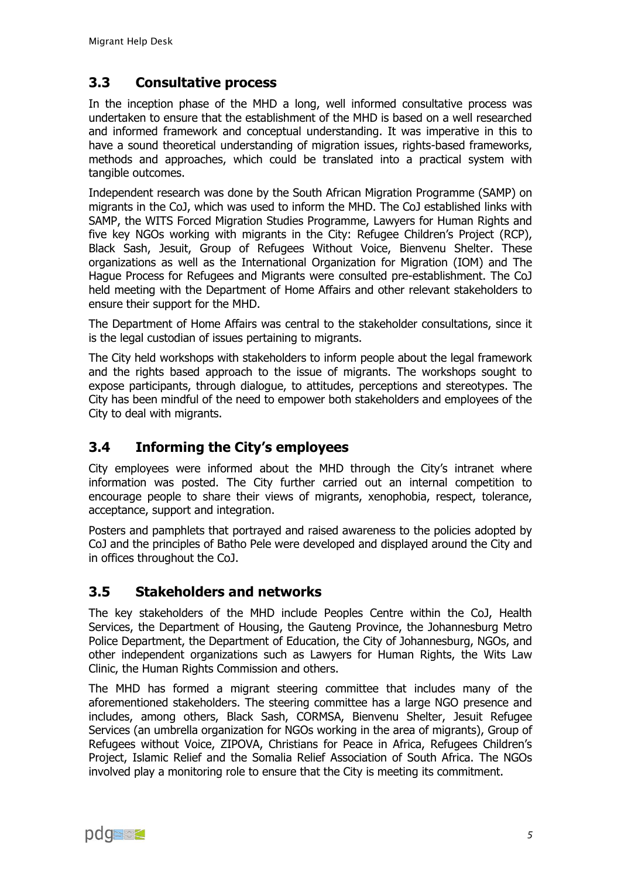## 3.3 Consultative process

In the inception phase of the MHD a long, well informed consultative process was undertaken to ensure that the establishment of the MHD is based on a well researched and informed framework and conceptual understanding. It was imperative in this to have a sound theoretical understanding of migration issues, rights-based frameworks, methods and approaches, which could be translated into a practical system with tangible outcomes.

Independent research was done by the South African Migration Programme (SAMP) on migrants in the CoJ, which was used to inform the MHD. The CoJ established links with SAMP, the WITS Forced Migration Studies Programme, Lawyers for Human Rights and five key NGOs working with migrants in the City: Refugee Children's Project (RCP), Black Sash, Jesuit, Group of Refugees Without Voice, Bienvenu Shelter. These organizations as well as the International Organization for Migration (IOM) and The Hague Process for Refugees and Migrants were consulted pre-establishment. The CoJ held meeting with the Department of Home Affairs and other relevant stakeholders to ensure their support for the MHD.

The Department of Home Affairs was central to the stakeholder consultations, since it is the legal custodian of issues pertaining to migrants.

The City held workshops with stakeholders to inform people about the legal framework and the rights based approach to the issue of migrants. The workshops sought to expose participants, through dialogue, to attitudes, perceptions and stereotypes. The City has been mindful of the need to empower both stakeholders and employees of the City to deal with migrants.

## 3.4 Informing the City's employees

City employees were informed about the MHD through the City's intranet where information was posted. The City further carried out an internal competition to encourage people to share their views of migrants, xenophobia, respect, tolerance, acceptance, support and integration.

Posters and pamphlets that portrayed and raised awareness to the policies adopted by CoJ and the principles of Batho Pele were developed and displayed around the City and in offices throughout the CoJ.

## 3.5 Stakeholders and networks

The key stakeholders of the MHD include Peoples Centre within the CoJ, Health Services, the Department of Housing, the Gauteng Province, the Johannesburg Metro Police Department, the Department of Education, the City of Johannesburg, NGOs, and other independent organizations such as Lawyers for Human Rights, the Wits Law Clinic, the Human Rights Commission and others.

The MHD has formed a migrant steering committee that includes many of the aforementioned stakeholders. The steering committee has a large NGO presence and includes, among others, Black Sash, CORMSA, Bienvenu Shelter, Jesuit Refugee Services (an umbrella organization for NGOs working in the area of migrants), Group of Refugees without Voice, ZIPOVA, Christians for Peace in Africa, Refugees Children's Project, Islamic Relief and the Somalia Relief Association of South Africa. The NGOs involved play a monitoring role to ensure that the City is meeting its commitment.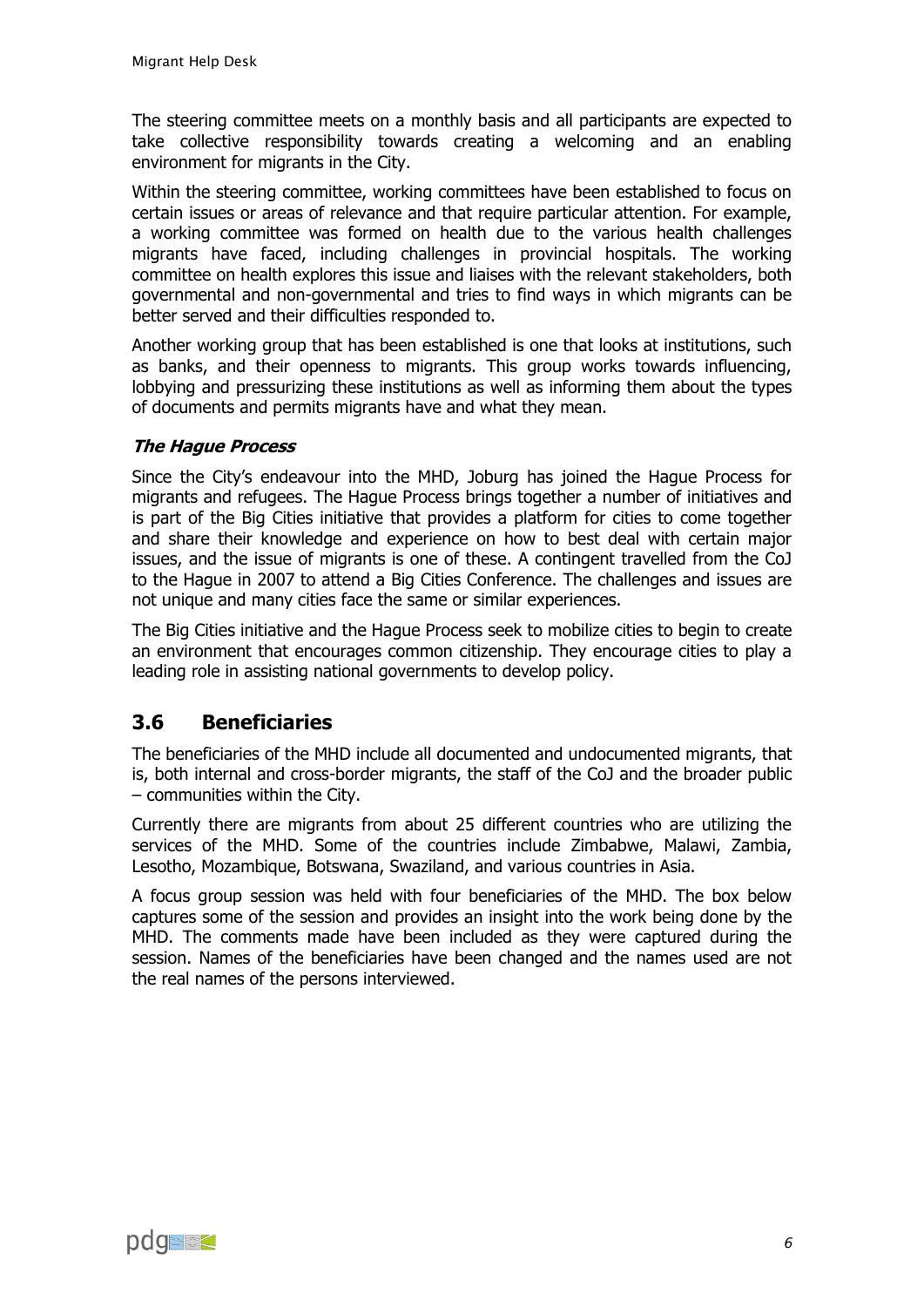The steering committee meets on a monthly basis and all participants are expected to take collective responsibility towards creating a welcoming and an enabling environment for migrants in the City.

Within the steering committee, working committees have been established to focus on certain issues or areas of relevance and that require particular attention. For example, a working committee was formed on health due to the various health challenges migrants have faced, including challenges in provincial hospitals. The working committee on health explores this issue and liaises with the relevant stakeholders, both governmental and non-governmental and tries to find ways in which migrants can be better served and their difficulties responded to.

Another working group that has been established is one that looks at institutions, such as banks, and their openness to migrants. This group works towards influencing, lobbying and pressurizing these institutions as well as informing them about the types of documents and permits migrants have and what they mean.

***The Hague Process***

Since the City's endeavour into the MHD, Joburg has joined the Hague Process for migrants and refugees. The Hague Process brings together a number of initiatives and is part of the Big Cities initiative that provides a platform for cities to come together and share their knowledge and experience on how to best deal with certain major issues, and the issue of migrants is one of these. A contingent travelled from the CoJ to the Hague in 2007 to attend a Big Cities Conference. The challenges and issues are not unique and many cities face the same or similar experiences.

The Big Cities initiative and the Hague Process seek to mobilize cities to begin to create an environment that encourages common citizenship. They encourage cities to play a leading role in assisting national governments to develop policy.

## 3.6 Beneficiaries

The beneficiaries of the MHD include all documented and undocumented migrants, that is, both internal and cross-border migrants, the staff of the CoJ and the broader public – communities within the City.

Currently there are migrants from about 25 different countries who are utilizing the services of the MHD. Some of the countries include Zimbabwe, Malawi, Zambia, Lesotho, Mozambique, Botswana, Swaziland, and various countries in Asia.

A focus group session was held with four beneficiaries of the MHD. The box below captures some of the session and provides an insight into the work being done by the MHD. The comments made have been included as they were captured during the session. Names of the beneficiaries have been changed and the names used are not the real names of the persons interviewed.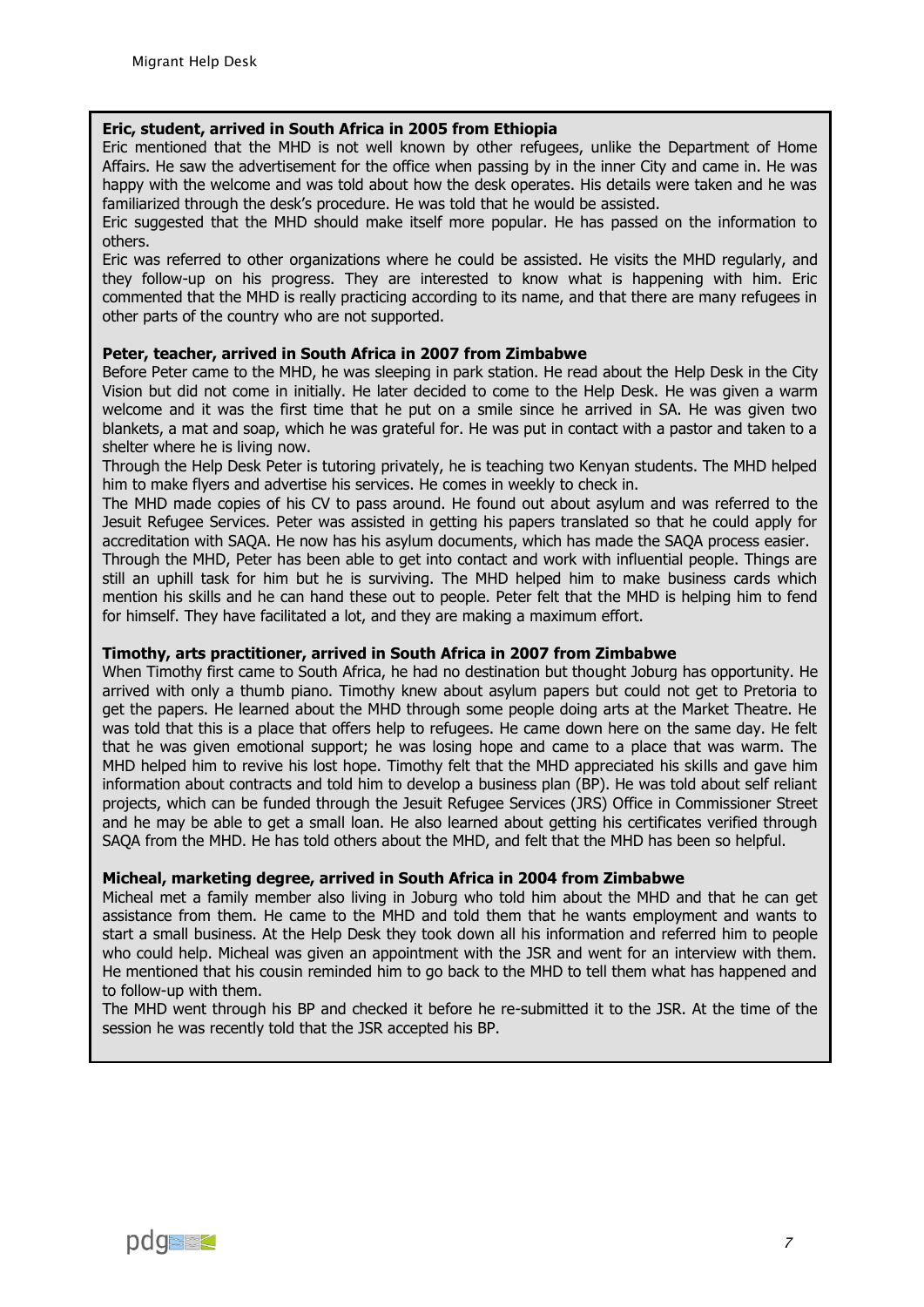**Eric, student, arrived in South Africa in 2005 from Ethiopia**

Eric mentioned that the MHD is not well known by other refugees, unlike the Department of Home Affairs. He saw the advertisement for the office when passing by in the inner City and came in. He was happy with the welcome and was told about how the desk operates. His details were taken and he was familiarized through the desk's procedure. He was told that he would be assisted.

Eric suggested that the MHD should make itself more popular. He has passed on the information to others.

Eric was referred to other organizations where he could be assisted. He visits the MHD regularly, and they follow-up on his progress. They are interested to know what is happening with him. Eric commented that the MHD is really practicing according to its name, and that there are many refugees in other parts of the country who are not supported.

**Peter, teacher, arrived in South Africa in 2007 from Zimbabwe**

Before Peter came to the MHD, he was sleeping in park station. He read about the Help Desk in the City Vision but did not come in initially. He later decided to come to the Help Desk. He was given a warm welcome and it was the first time that he put on a smile since he arrived in SA. He was given two blankets, a mat and soap, which he was grateful for. He was put in contact with a pastor and taken to a shelter where he is living now.

Through the Help Desk Peter is tutoring privately, he is teaching two Kenyan students. The MHD helped him to make flyers and advertise his services. He comes in weekly to check in.

The MHD made copies of his CV to pass around. He found out about asylum and was referred to the Jesuit Refugee Services. Peter was assisted in getting his papers translated so that he could apply for accreditation with SAQA. He now has his asylum documents, which has made the SAQA process easier.

Through the MHD, Peter has been able to get into contact and work with influential people. Things are still an uphill task for him but he is surviving. The MHD helped him to make business cards which mention his skills and he can hand these out to people. Peter felt that the MHD is helping him to fend for himself. They have facilitated a lot, and they are making a maximum effort.

**Timothy, arts practitioner, arrived in South Africa in 2007 from Zimbabwe**

When Timothy first came to South Africa, he had no destination but thought Joburg has opportunity. He arrived with only a thumb piano. Timothy knew about asylum papers but could not get to Pretoria to get the papers. He learned about the MHD through some people doing arts at the Market Theatre. He was told that this is a place that offers help to refugees. He came down here on the same day. He felt that he was given emotional support; he was losing hope and came to a place that was warm. The MHD helped him to revive his lost hope. Timothy felt that the MHD appreciated his skills and gave him information about contracts and told him to develop a business plan (BP). He was told about self reliant projects, which can be funded through the Jesuit Refugee Services (JRS) Office in Commissioner Street and he may be able to get a small loan. He also learned about getting his certificates verified through SAQA from the MHD. He has told others about the MHD, and felt that the MHD has been so helpful.

**Micheal, marketing degree, arrived in South Africa in 2004 from Zimbabwe**

Micheal met a family member also living in Joburg who told him about the MHD and that he can get assistance from them. He came to the MHD and told them that he wants employment and wants to start a small business. At the Help Desk they took down all his information and referred him to people who could help. Micheal was given an appointment with the JSR and went for an interview with them. He mentioned that his cousin reminded him to go back to the MHD to tell them what has happened and to follow-up with them.

The MHD went through his BP and checked it before he re-submitted it to the JSR. At the time of the session he was recently told that the JSR accepted his BP.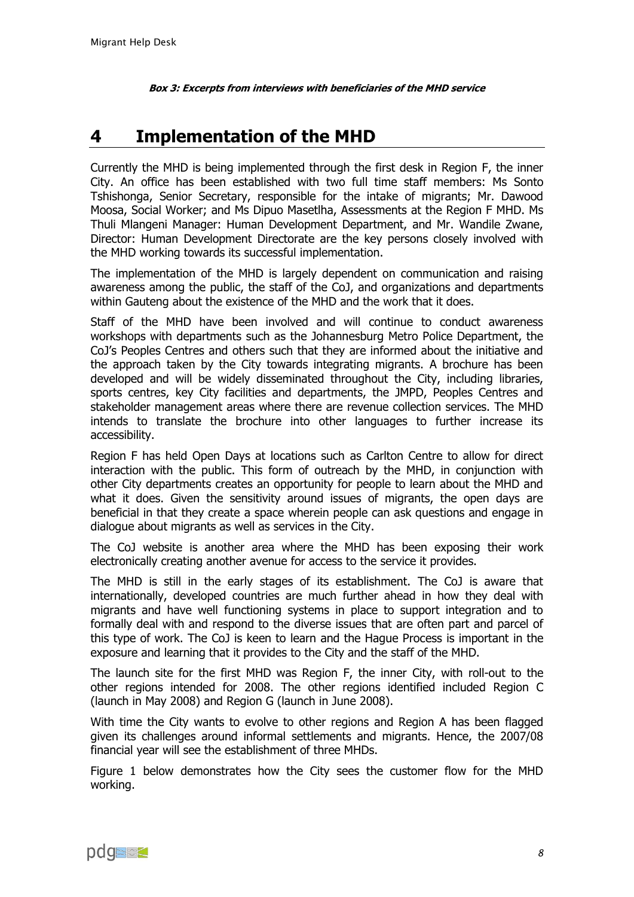**_Box 3: Excerpts from interviews with beneficiaries of the MHD service_**

# 4 Implementation of the MHD

Currently the MHD is being implemented through the first desk in Region F, the inner City. An office has been established with two full time staff members: Ms Sonto Tshishonga, Senior Secretary, responsible for the intake of migrants; Mr. Dawood Moosa, Social Worker; and Ms Dipuo Masetlha, Assessments at the Region F MHD. Ms Thuli Mlangeni Manager: Human Development Department, and Mr. Wandile Zwane, Director: Human Development Directorate are the key persons closely involved with the MHD working towards its successful implementation.

The implementation of the MHD is largely dependent on communication and raising awareness among the public, the staff of the CoJ, and organizations and departments within Gauteng about the existence of the MHD and the work that it does.

Staff of the MHD have been involved and will continue to conduct awareness workshops with departments such as the Johannesburg Metro Police Department, the CoJ's Peoples Centres and others such that they are informed about the initiative and the approach taken by the City towards integrating migrants. A brochure has been developed and will be widely disseminated throughout the City, including libraries, sports centres, key City facilities and departments, the JMPD, Peoples Centres and stakeholder management areas where there are revenue collection services. The MHD intends to translate the brochure into other languages to further increase its accessibility.

Region F has held Open Days at locations such as Carlton Centre to allow for direct interaction with the public. This form of outreach by the MHD, in conjunction with other City departments creates an opportunity for people to learn about the MHD and what it does. Given the sensitivity around issues of migrants, the open days are beneficial in that they create a space wherein people can ask questions and engage in dialogue about migrants as well as services in the City.

The CoJ website is another area where the MHD has been exposing their work electronically creating another avenue for access to the service it provides.

The MHD is still in the early stages of its establishment. The CoJ is aware that internationally, developed countries are much further ahead in how they deal with migrants and have well functioning systems in place to support integration and to formally deal with and respond to the diverse issues that are often part and parcel of this type of work. The CoJ is keen to learn and the Hague Process is important in the exposure and learning that it provides to the City and the staff of the MHD.

The launch site for the first MHD was Region F, the inner City, with roll-out to the other regions intended for 2008. The other regions identified included Region C (launch in May 2008) and Region G (launch in June 2008).

With time the City wants to evolve to other regions and Region A has been flagged given its challenges around informal settlements and migrants. Hence, the 2007/08 financial year will see the establishment of three MHDs.

Figure 1 below demonstrates how the City sees the customer flow for the MHD working.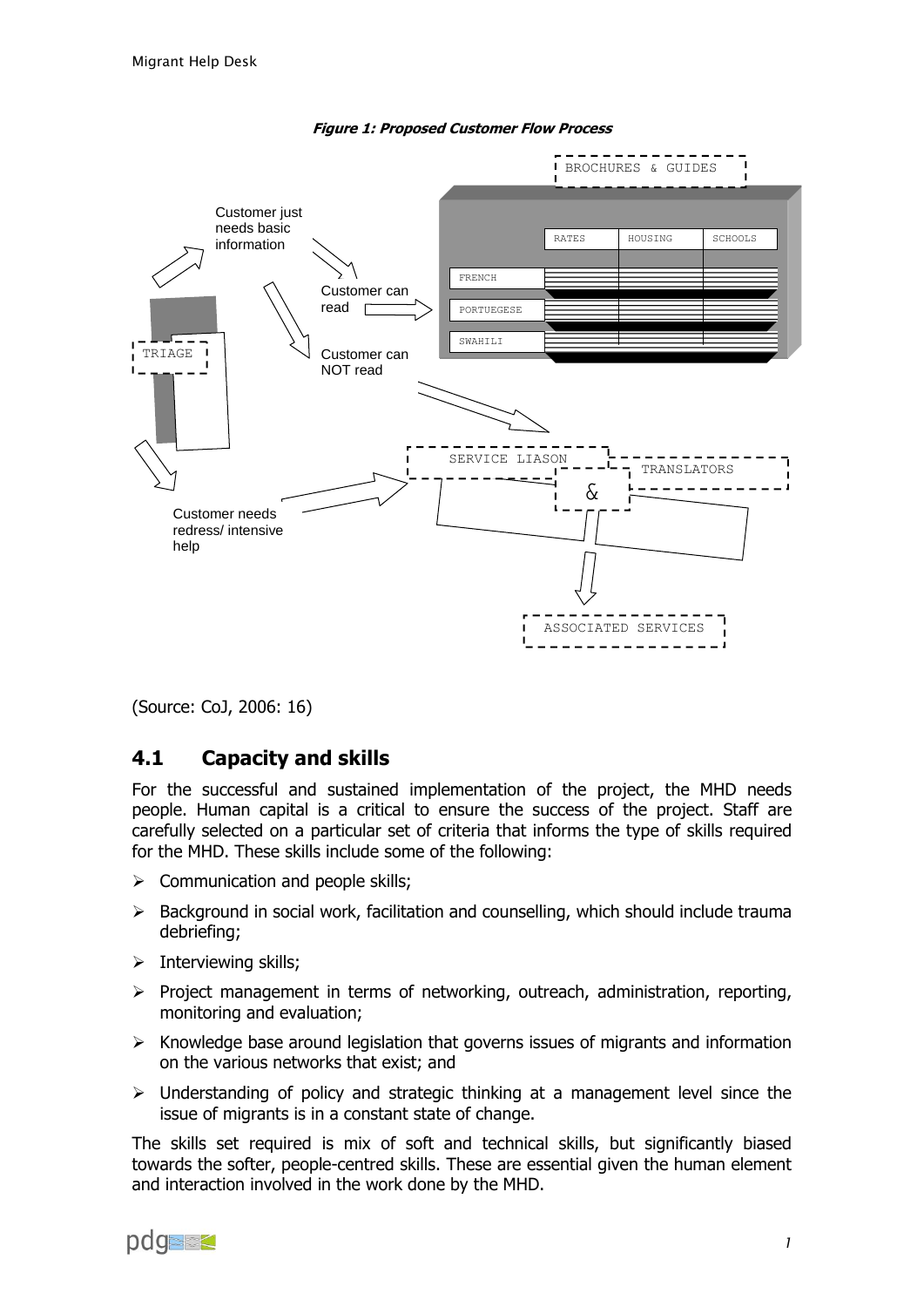***Figure 1: Proposed Customer Flow Process***

BROCHURES & GUIDES

Customer just needs basic information

Customer can read

Customer can NOT read

TRIAGE

RATES | HOUSING | SCHOOLS

FRENCH

PORTUEGESE

SWAHILI

SERVICE LIASON

&

TRANSLATORS

Customer needs redress/ intensive help

ASSOCIATED SERVICES

(Source: CoJ, 2006: 16)

## 4.1 Capacity and skills

For the successful and sustained implementation of the project, the MHD needs people. Human capital is a critical to ensure the success of the project. Staff are carefully selected on a particular set of criteria that informs the type of skills required for the MHD. These skills include some of the following:

- Communication and people skills;
- Background in social work, facilitation and counselling, which should include trauma debriefing;
- Interviewing skills;
- Project management in terms of networking, outreach, administration, reporting, monitoring and evaluation;
- Knowledge base around legislation that governs issues of migrants and information on the various networks that exist; and
- Understanding of policy and strategic thinking at a management level since the issue of migrants is in a constant state of change.

The skills set required is mix of soft and technical skills, but significantly biased towards the softer, people-centred skills. These are essential given the human element and interaction involved in the work done by the MHD.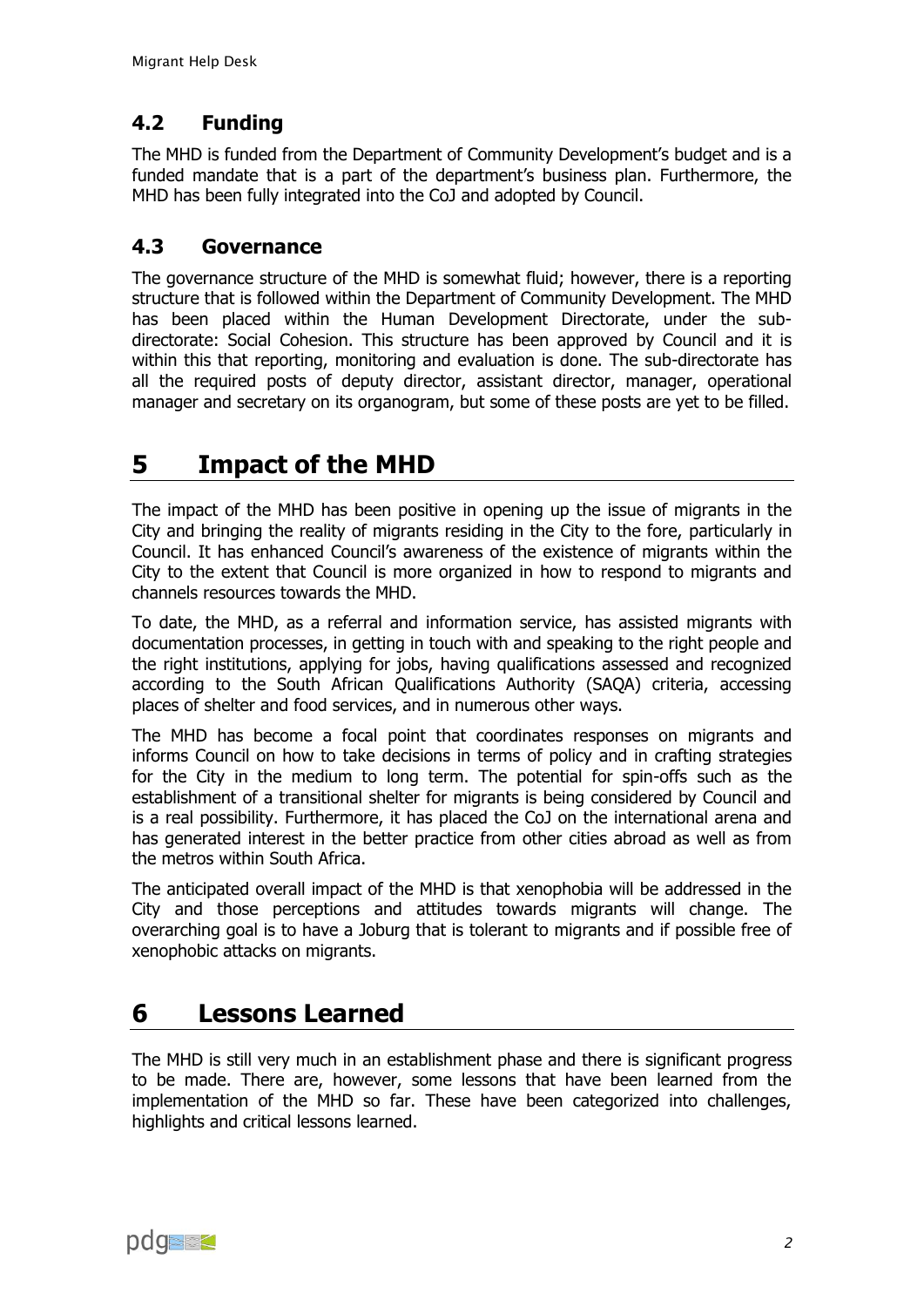### 4.2 Funding

The MHD is funded from the Department of Community Development's budget and is a funded mandate that is a part of the department's business plan. Furthermore, the MHD has been fully integrated into the CoJ and adopted by Council.

### 4.3 Governance

The governance structure of the MHD is somewhat fluid; however, there is a reporting structure that is followed within the Department of Community Development. The MHD has been placed within the Human Development Directorate, under the sub-directorate: Social Cohesion. This structure has been approved by Council and it is within this that reporting, monitoring and evaluation is done. The sub-directorate has all the required posts of deputy director, assistant director, manager, operational manager and secretary on its organogram, but some of these posts are yet to be filled.

## 5 Impact of the MHD

The impact of the MHD has been positive in opening up the issue of migrants in the City and bringing the reality of migrants residing in the City to the fore, particularly in Council. It has enhanced Council's awareness of the existence of migrants within the City to the extent that Council is more organized in how to respond to migrants and channels resources towards the MHD.

To date, the MHD, as a referral and information service, has assisted migrants with documentation processes, in getting in touch with and speaking to the right people and the right institutions, applying for jobs, having qualifications assessed and recognized according to the South African Qualifications Authority (SAQA) criteria, accessing places of shelter and food services, and in numerous other ways.

The MHD has become a focal point that coordinates responses on migrants and informs Council on how to take decisions in terms of policy and in crafting strategies for the City in the medium to long term. The potential for spin-offs such as the establishment of a transitional shelter for migrants is being considered by Council and is a real possibility. Furthermore, it has placed the CoJ on the international arena and has generated interest in the better practice from other cities abroad as well as from the metros within South Africa.

The anticipated overall impact of the MHD is that xenophobia will be addressed in the City and those perceptions and attitudes towards migrants will change. The overarching goal is to have a Joburg that is tolerant to migrants and if possible free of xenophobic attacks on migrants.

## 6 Lessons Learned

The MHD is still very much in an establishment phase and there is significant progress to be made. There are, however, some lessons that have been learned from the implementation of the MHD so far. These have been categorized into challenges, highlights and critical lessons learned.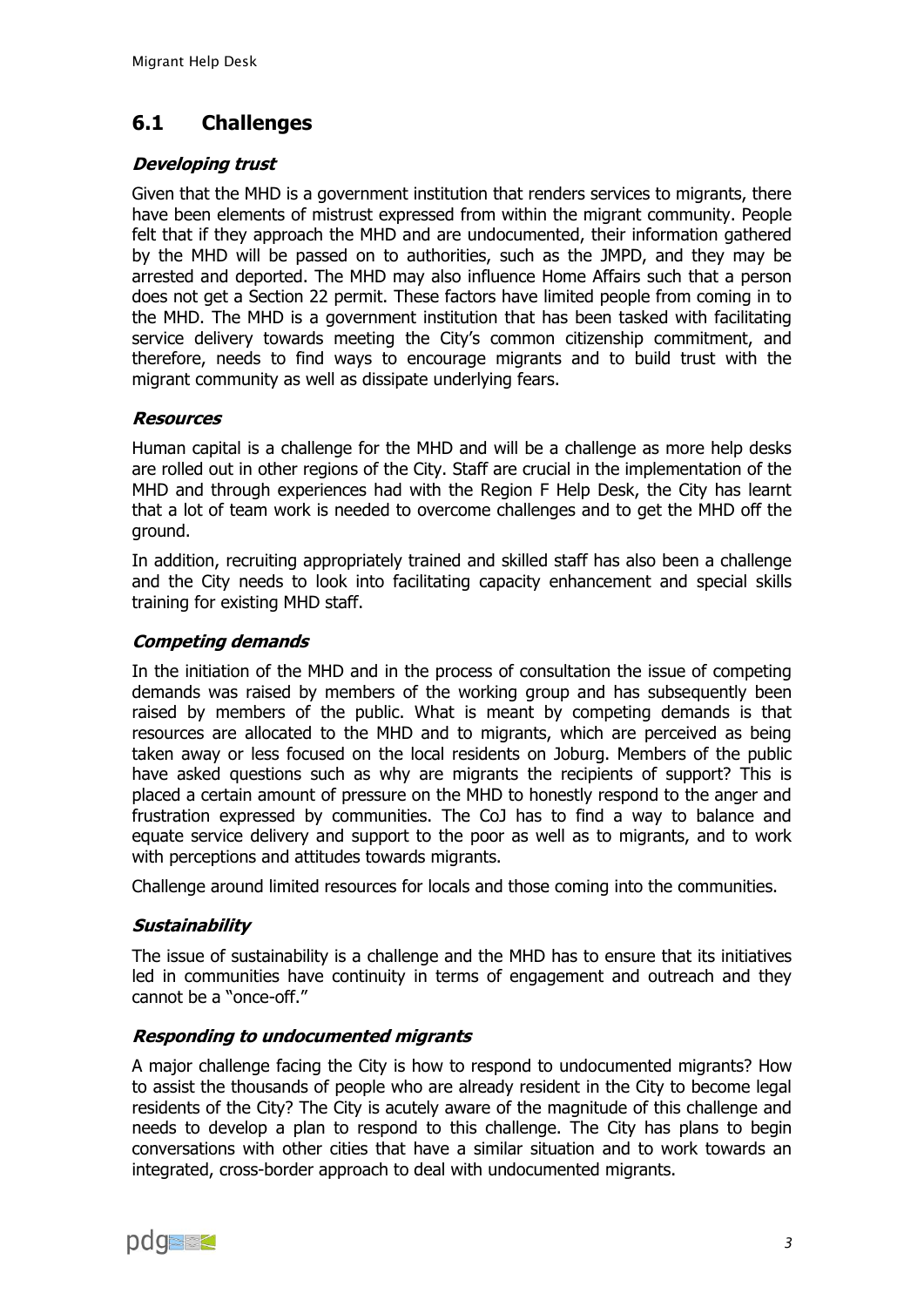## 6.1 Challenges

***Developing trust***

Given that the MHD is a government institution that renders services to migrants, there have been elements of mistrust expressed from within the migrant community. People felt that if they approach the MHD and are undocumented, their information gathered by the MHD will be passed on to authorities, such as the JMPD, and they may be arrested and deported. The MHD may also influence Home Affairs such that a person does not get a Section 22 permit. These factors have limited people from coming in to the MHD. The MHD is a government institution that has been tasked with facilitating service delivery towards meeting the City's common citizenship commitment, and therefore, needs to find ways to encourage migrants and to build trust with the migrant community as well as dissipate underlying fears.

***Resources***

Human capital is a challenge for the MHD and will be a challenge as more help desks are rolled out in other regions of the City. Staff are crucial in the implementation of the MHD and through experiences had with the Region F Help Desk, the City has learnt that a lot of team work is needed to overcome challenges and to get the MHD off the ground.

In addition, recruiting appropriately trained and skilled staff has also been a challenge and the City needs to look into facilitating capacity enhancement and special skills training for existing MHD staff.

***Competing demands***

In the initiation of the MHD and in the process of consultation the issue of competing demands was raised by members of the working group and has subsequently been raised by members of the public. What is meant by competing demands is that resources are allocated to the MHD and to migrants, which are perceived as being taken away or less focused on the local residents on Joburg. Members of the public have asked questions such as why are migrants the recipients of support? This is placed a certain amount of pressure on the MHD to honestly respond to the anger and frustration expressed by communities. The CoJ has to find a way to balance and equate service delivery and support to the poor as well as to migrants, and to work with perceptions and attitudes towards migrants.

Challenge around limited resources for locals and those coming into the communities.

***Sustainability***

The issue of sustainability is a challenge and the MHD has to ensure that its initiatives led in communities have continuity in terms of engagement and outreach and they cannot be a "once-off."

***Responding to undocumented migrants***

A major challenge facing the City is how to respond to undocumented migrants? How to assist the thousands of people who are already resident in the City to become legal residents of the City? The City is acutely aware of the magnitude of this challenge and needs to develop a plan to respond to this challenge. The City has plans to begin conversations with other cities that have a similar situation and to work towards an integrated, cross-border approach to deal with undocumented migrants.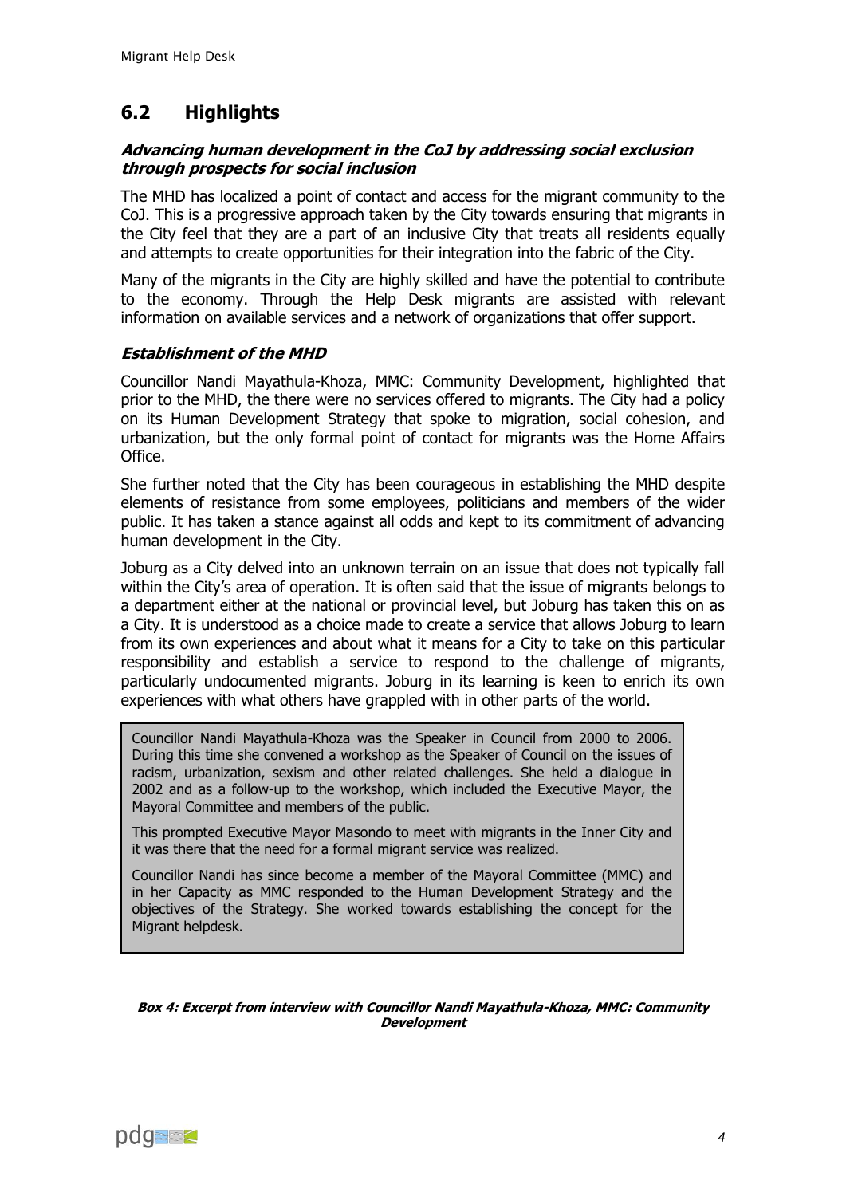## 6.2 Highlights

### *Advancing human development in the CoJ by addressing social exclusion through prospects for social inclusion*

The MHD has localized a point of contact and access for the migrant community to the CoJ. This is a progressive approach taken by the City towards ensuring that migrants in the City feel that they are a part of an inclusive City that treats all residents equally and attempts to create opportunities for their integration into the fabric of the City.

Many of the migrants in the City are highly skilled and have the potential to contribute to the economy. Through the Help Desk migrants are assisted with relevant information on available services and a network of organizations that offer support.

### *Establishment of the MHD*

Councillor Nandi Mayathula-Khoza, MMC: Community Development, highlighted that prior to the MHD, the there were no services offered to migrants. The City had a policy on its Human Development Strategy that spoke to migration, social cohesion, and urbanization, but the only formal point of contact for migrants was the Home Affairs Office.

She further noted that the City has been courageous in establishing the MHD despite elements of resistance from some employees, politicians and members of the wider public. It has taken a stance against all odds and kept to its commitment of advancing human development in the City.

Joburg as a City delved into an unknown terrain on an issue that does not typically fall within the City's area of operation. It is often said that the issue of migrants belongs to a department either at the national or provincial level, but Joburg has taken this on as a City. It is understood as a choice made to create a service that allows Joburg to learn from its own experiences and about what it means for a City to take on this particular responsibility and establish a service to respond to the challenge of migrants, particularly undocumented migrants. Joburg in its learning is keen to enrich its own experiences with what others have grappled with in other parts of the world.

> Councillor Nandi Mayathula-Khoza was the Speaker in Council from 2000 to 2006. During this time she convened a workshop as the Speaker of Council on the issues of racism, urbanization, sexism and other related challenges. She held a dialogue in 2002 and as a follow-up to the workshop, which included the Executive Mayor, the Mayoral Committee and members of the public.
>
> This prompted Executive Mayor Masondo to meet with migrants in the Inner City and it was there that the need for a formal migrant service was realized.
>
> Councillor Nandi has since become a member of the Mayoral Committee (MMC) and in her Capacity as MMC responded to the Human Development Strategy and the objectives of the Strategy. She worked towards establishing the concept for the Migrant helpdesk.

***Box 4: Excerpt from interview with Councillor Nandi Mayathula-Khoza, MMC: Community Development***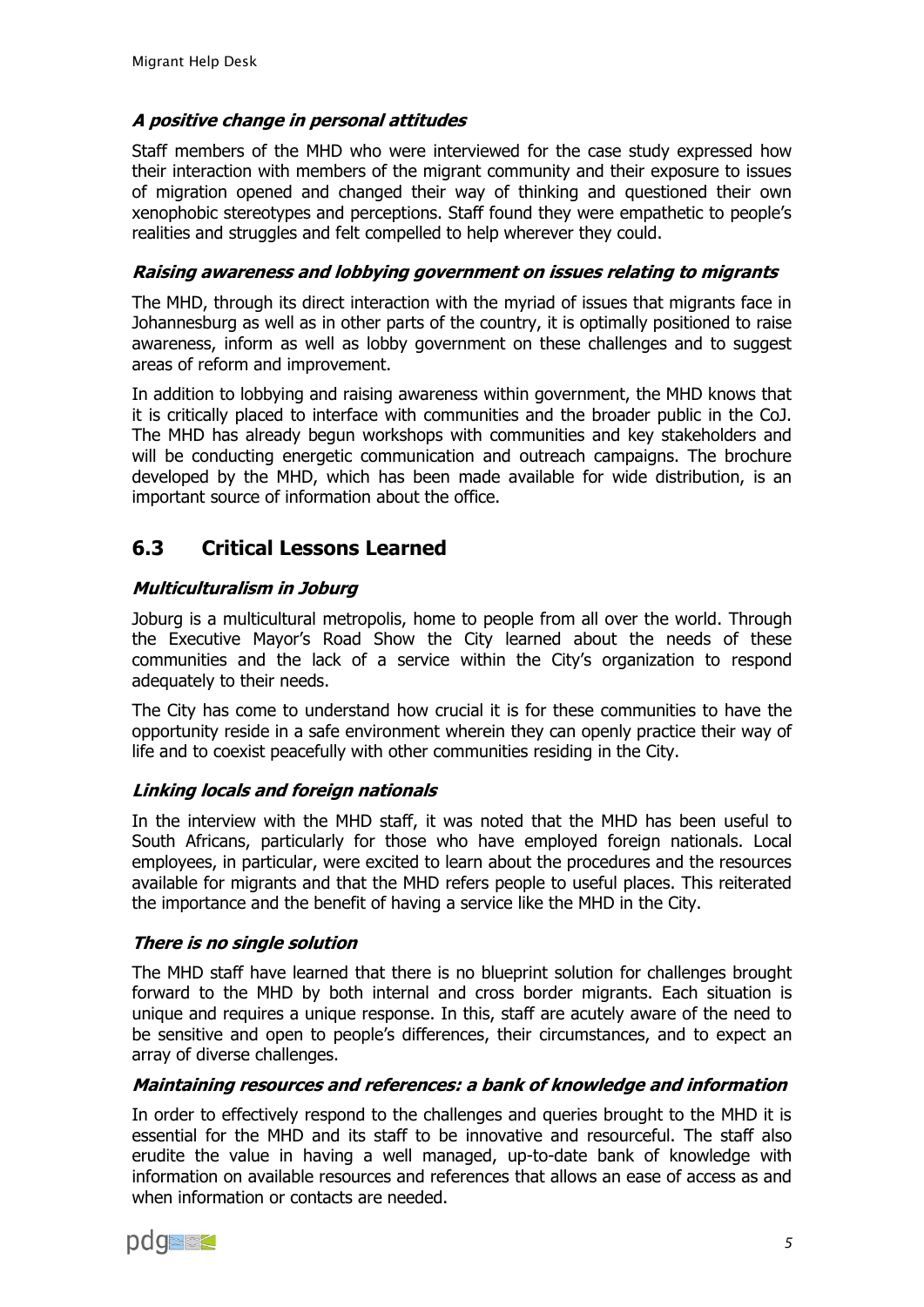***A positive change in personal attitudes***

Staff members of the MHD who were interviewed for the case study expressed how their interaction with members of the migrant community and their exposure to issues of migration opened and changed their way of thinking and questioned their own xenophobic stereotypes and perceptions. Staff found they were empathetic to people's realities and struggles and felt compelled to help wherever they could.

***Raising awareness and lobbying government on issues relating to migrants***

The MHD, through its direct interaction with the myriad of issues that migrants face in Johannesburg as well as in other parts of the country, it is optimally positioned to raise awareness, inform as well as lobby government on these challenges and to suggest areas of reform and improvement.

In addition to lobbying and raising awareness within government, the MHD knows that it is critically placed to interface with communities and the broader public in the CoJ. The MHD has already begun workshops with communities and key stakeholders and will be conducting energetic communication and outreach campaigns. The brochure developed by the MHD, which has been made available for wide distribution, is an important source of information about the office.

## 6.3 Critical Lessons Learned

***Multiculturalism in Joburg***

Joburg is a multicultural metropolis, home to people from all over the world. Through the Executive Mayor's Road Show the City learned about the needs of these communities and the lack of a service within the City's organization to respond adequately to their needs.

The City has come to understand how crucial it is for these communities to have the opportunity reside in a safe environment wherein they can openly practice their way of life and to coexist peacefully with other communities residing in the City.

***Linking locals and foreign nationals***

In the interview with the MHD staff, it was noted that the MHD has been useful to South Africans, particularly for those who have employed foreign nationals. Local employees, in particular, were excited to learn about the procedures and the resources available for migrants and that the MHD refers people to useful places. This reiterated the importance and the benefit of having a service like the MHD in the City.

***There is no single solution***

The MHD staff have learned that there is no blueprint solution for challenges brought forward to the MHD by both internal and cross border migrants. Each situation is unique and requires a unique response. In this, staff are acutely aware of the need to be sensitive and open to people's differences, their circumstances, and to expect an array of diverse challenges.

***Maintaining resources and references: a bank of knowledge and information***

In order to effectively respond to the challenges and queries brought to the MHD it is essential for the MHD and its staff to be innovative and resourceful. The staff also erudite the value in having a well managed, up-to-date bank of knowledge with information on available resources and references that allows an ease of access as and when information or contacts are needed.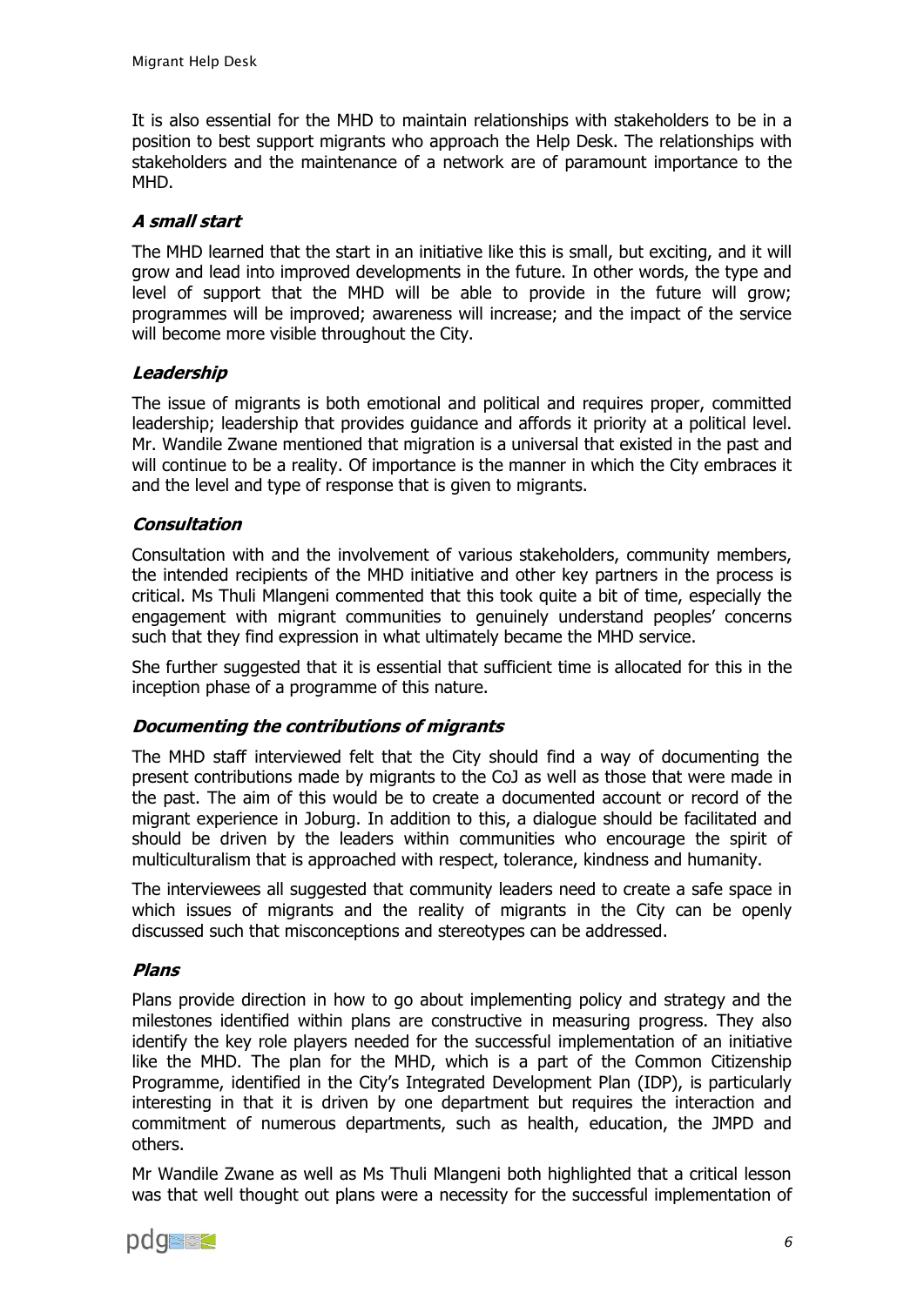It is also essential for the MHD to maintain relationships with stakeholders to be in a position to best support migrants who approach the Help Desk. The relationships with stakeholders and the maintenance of a network are of paramount importance to the MHD.

### *A small start*

The MHD learned that the start in an initiative like this is small, but exciting, and it will grow and lead into improved developments in the future. In other words, the type and level of support that the MHD will be able to provide in the future will grow; programmes will be improved; awareness will increase; and the impact of the service will become more visible throughout the City.

### *Leadership*

The issue of migrants is both emotional and political and requires proper, committed leadership; leadership that provides guidance and affords it priority at a political level. Mr. Wandile Zwane mentioned that migration is a universal that existed in the past and will continue to be a reality. Of importance is the manner in which the City embraces it and the level and type of response that is given to migrants.

### *Consultation*

Consultation with and the involvement of various stakeholders, community members, the intended recipients of the MHD initiative and other key partners in the process is critical. Ms Thuli Mlangeni commented that this took quite a bit of time, especially the engagement with migrant communities to genuinely understand peoples' concerns such that they find expression in what ultimately became the MHD service.

She further suggested that it is essential that sufficient time is allocated for this in the inception phase of a programme of this nature.

### *Documenting the contributions of migrants*

The MHD staff interviewed felt that the City should find a way of documenting the present contributions made by migrants to the CoJ as well as those that were made in the past. The aim of this would be to create a documented account or record of the migrant experience in Joburg. In addition to this, a dialogue should be facilitated and should be driven by the leaders within communities who encourage the spirit of multiculturalism that is approached with respect, tolerance, kindness and humanity.

The interviewees all suggested that community leaders need to create a safe space in which issues of migrants and the reality of migrants in the City can be openly discussed such that misconceptions and stereotypes can be addressed.

### *Plans*

Plans provide direction in how to go about implementing policy and strategy and the milestones identified within plans are constructive in measuring progress. They also identify the key role players needed for the successful implementation of an initiative like the MHD. The plan for the MHD, which is a part of the Common Citizenship Programme, identified in the City's Integrated Development Plan (IDP), is particularly interesting in that it is driven by one department but requires the interaction and commitment of numerous departments, such as health, education, the JMPD and others.

Mr Wandile Zwane as well as Ms Thuli Mlangeni both highlighted that a critical lesson was that well thought out plans were a necessity for the successful implementation of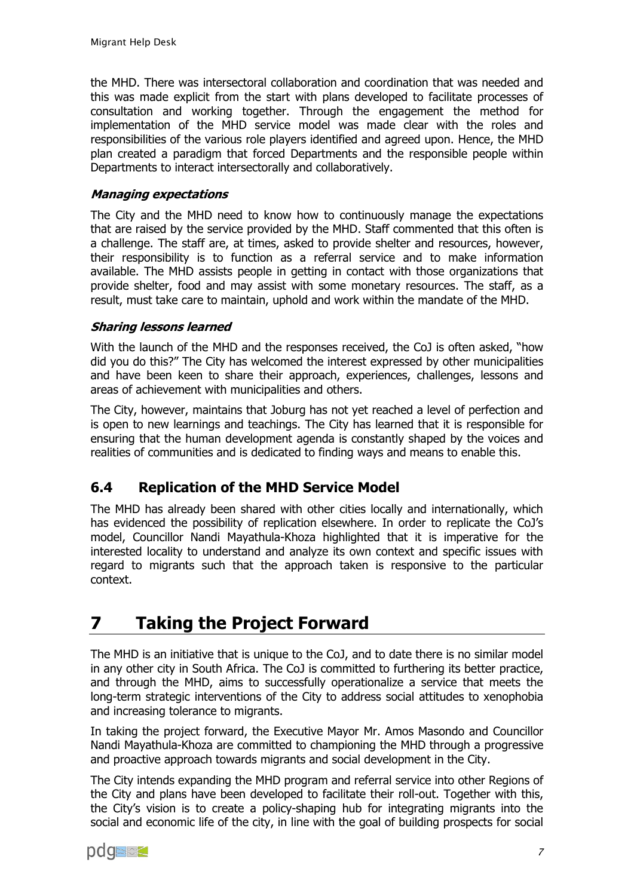the MHD. There was intersectoral collaboration and coordination that was needed and this was made explicit from the start with plans developed to facilitate processes of consultation and working together. Through the engagement the method for implementation of the MHD service model was made clear with the roles and responsibilities of the various role players identified and agreed upon. Hence, the MHD plan created a paradigm that forced Departments and the responsible people within Departments to interact intersectorally and collaboratively.

***Managing expectations***

The City and the MHD need to know how to continuously manage the expectations that are raised by the service provided by the MHD. Staff commented that this often is a challenge. The staff are, at times, asked to provide shelter and resources, however, their responsibility is to function as a referral service and to make information available. The MHD assists people in getting in contact with those organizations that provide shelter, food and may assist with some monetary resources. The staff, as a result, must take care to maintain, uphold and work within the mandate of the MHD.

***Sharing lessons learned***

With the launch of the MHD and the responses received, the CoJ is often asked, "how did you do this?" The City has welcomed the interest expressed by other municipalities and have been keen to share their approach, experiences, challenges, lessons and areas of achievement with municipalities and others.

The City, however, maintains that Joburg has not yet reached a level of perfection and is open to new learnings and teachings. The City has learned that it is responsible for ensuring that the human development agenda is constantly shaped by the voices and realities of communities and is dedicated to finding ways and means to enable this.

## 6.4 Replication of the MHD Service Model

The MHD has already been shared with other cities locally and internationally, which has evidenced the possibility of replication elsewhere. In order to replicate the CoJ's model, Councillor Nandi Mayathula-Khoza highlighted that it is imperative for the interested locality to understand and analyze its own context and specific issues with regard to migrants such that the approach taken is responsive to the particular context.

# 7 Taking the Project Forward

The MHD is an initiative that is unique to the CoJ, and to date there is no similar model in any other city in South Africa. The CoJ is committed to furthering its better practice, and through the MHD, aims to successfully operationalize a service that meets the long-term strategic interventions of the City to address social attitudes to xenophobia and increasing tolerance to migrants.

In taking the project forward, the Executive Mayor Mr. Amos Masondo and Councillor Nandi Mayathula-Khoza are committed to championing the MHD through a progressive and proactive approach towards migrants and social development in the City.

The City intends expanding the MHD program and referral service into other Regions of the City and plans have been developed to facilitate their roll-out. Together with this, the City's vision is to create a policy-shaping hub for integrating migrants into the social and economic life of the city, in line with the goal of building prospects for social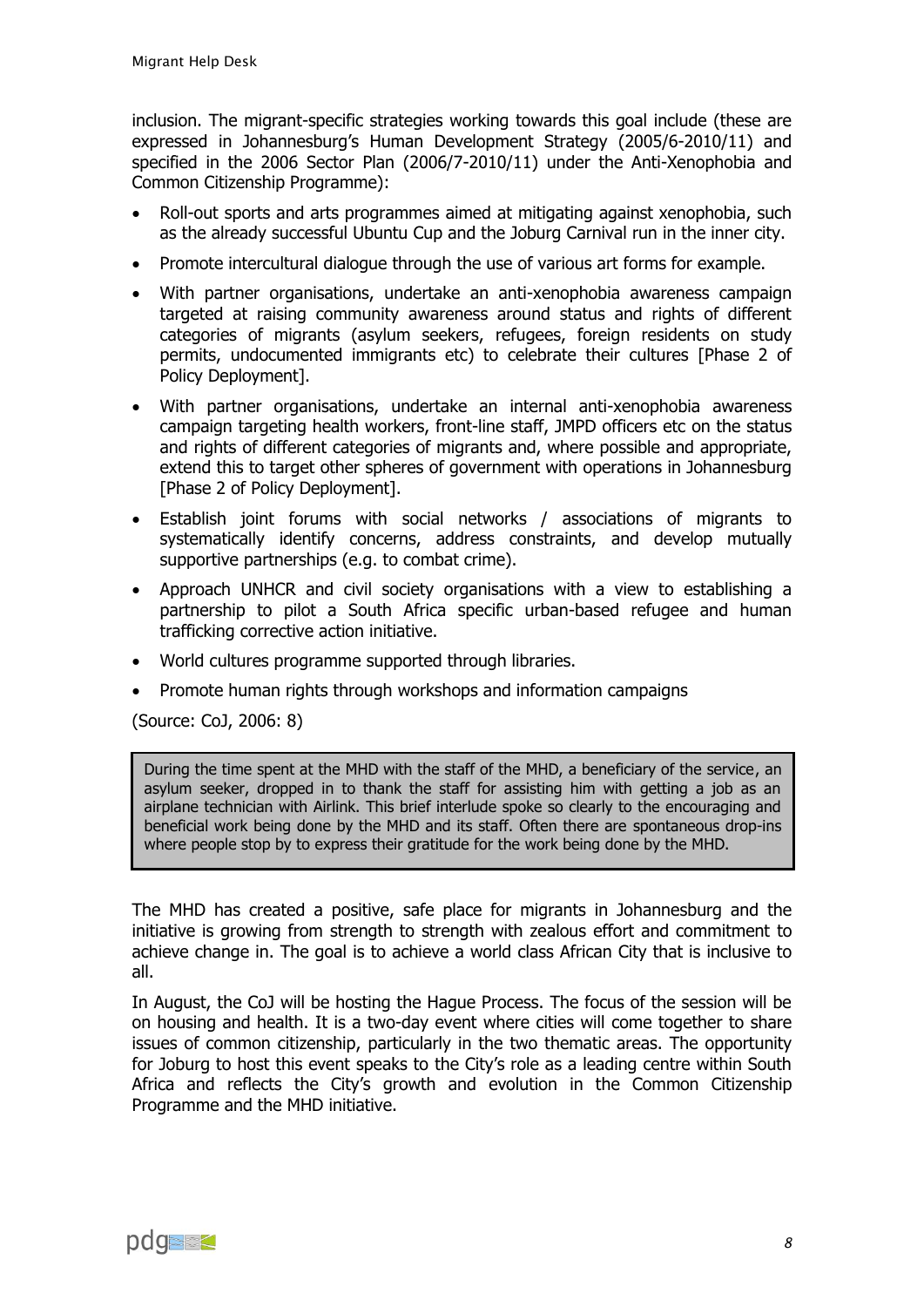inclusion. The migrant-specific strategies working towards this goal include (these are expressed in Johannesburg's Human Development Strategy (2005/6-2010/11) and specified in the 2006 Sector Plan (2006/7-2010/11) under the Anti-Xenophobia and Common Citizenship Programme):

- Roll-out sports and arts programmes aimed at mitigating against xenophobia, such as the already successful Ubuntu Cup and the Joburg Carnival run in the inner city.
- Promote intercultural dialogue through the use of various art forms for example.
- With partner organisations, undertake an anti-xenophobia awareness campaign targeted at raising community awareness around status and rights of different categories of migrants (asylum seekers, refugees, foreign residents on study permits, undocumented immigrants etc) to celebrate their cultures [Phase 2 of Policy Deployment].
- With partner organisations, undertake an internal anti-xenophobia awareness campaign targeting health workers, front-line staff, JMPD officers etc on the status and rights of different categories of migrants and, where possible and appropriate, extend this to target other spheres of government with operations in Johannesburg [Phase 2 of Policy Deployment].
- Establish joint forums with social networks / associations of migrants to systematically identify concerns, address constraints, and develop mutually supportive partnerships (e.g. to combat crime).
- Approach UNHCR and civil society organisations with a view to establishing a partnership to pilot a South Africa specific urban-based refugee and human trafficking corrective action initiative.
- World cultures programme supported through libraries.
- Promote human rights through workshops and information campaigns

(Source: CoJ, 2006: 8)

> During the time spent at the MHD with the staff of the MHD, a beneficiary of the service, an asylum seeker, dropped in to thank the staff for assisting him with getting a job as an airplane technician with Airlink. This brief interlude spoke so clearly to the encouraging and beneficial work being done by the MHD and its staff. Often there are spontaneous drop-ins where people stop by to express their gratitude for the work being done by the MHD.

The MHD has created a positive, safe place for migrants in Johannesburg and the initiative is growing from strength to strength with zealous effort and commitment to achieve change in. The goal is to achieve a world class African City that is inclusive to all.

In August, the CoJ will be hosting the Hague Process. The focus of the session will be on housing and health. It is a two-day event where cities will come together to share issues of common citizenship, particularly in the two thematic areas. The opportunity for Joburg to host this event speaks to the City's role as a leading centre within South Africa and reflects the City's growth and evolution in the Common Citizenship Programme and the MHD initiative.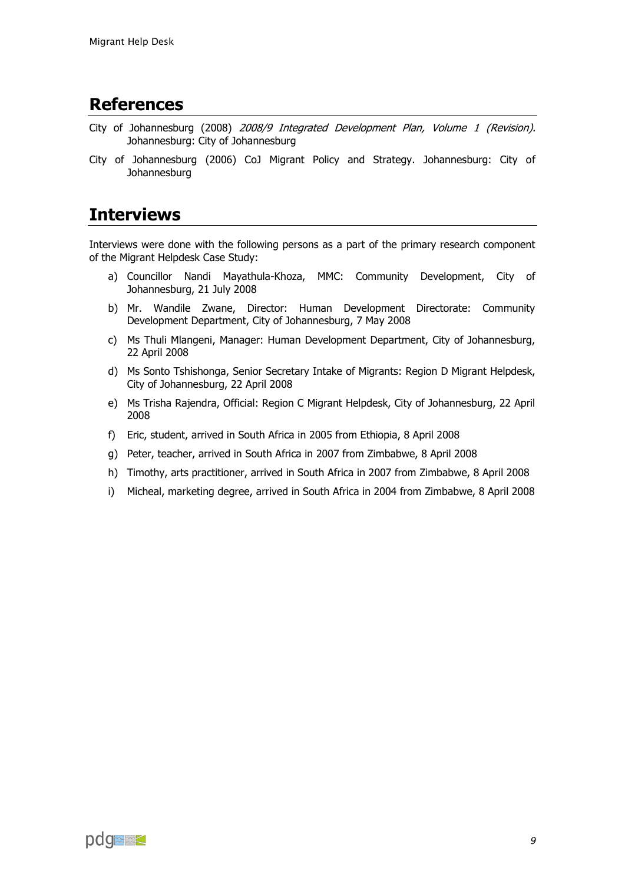## References

City of Johannesburg (2008) *2008/9 Integrated Development Plan, Volume 1 (Revision).* Johannesburg: City of Johannesburg

City of Johannesburg (2006) CoJ Migrant Policy and Strategy. Johannesburg: City of Johannesburg

## Interviews

Interviews were done with the following persons as a part of the primary research component of the Migrant Helpdesk Case Study:

a) Councillor Nandi Mayathula-Khoza, MMC: Community Development, City of Johannesburg, 21 July 2008

b) Mr. Wandile Zwane, Director: Human Development Directorate: Community Development Department, City of Johannesburg, 7 May 2008

c) Ms Thuli Mlangeni, Manager: Human Development Department, City of Johannesburg, 22 April 2008

d) Ms Sonto Tshishonga, Senior Secretary Intake of Migrants: Region D Migrant Helpdesk, City of Johannesburg, 22 April 2008

e) Ms Trisha Rajendra, Official: Region C Migrant Helpdesk, City of Johannesburg, 22 April 2008

f) Eric, student, arrived in South Africa in 2005 from Ethiopia, 8 April 2008

g) Peter, teacher, arrived in South Africa in 2007 from Zimbabwe, 8 April 2008

h) Timothy, arts practitioner, arrived in South Africa in 2007 from Zimbabwe, 8 April 2008

i) Micheal, marketing degree, arrived in South Africa in 2004 from Zimbabwe, 8 April 2008